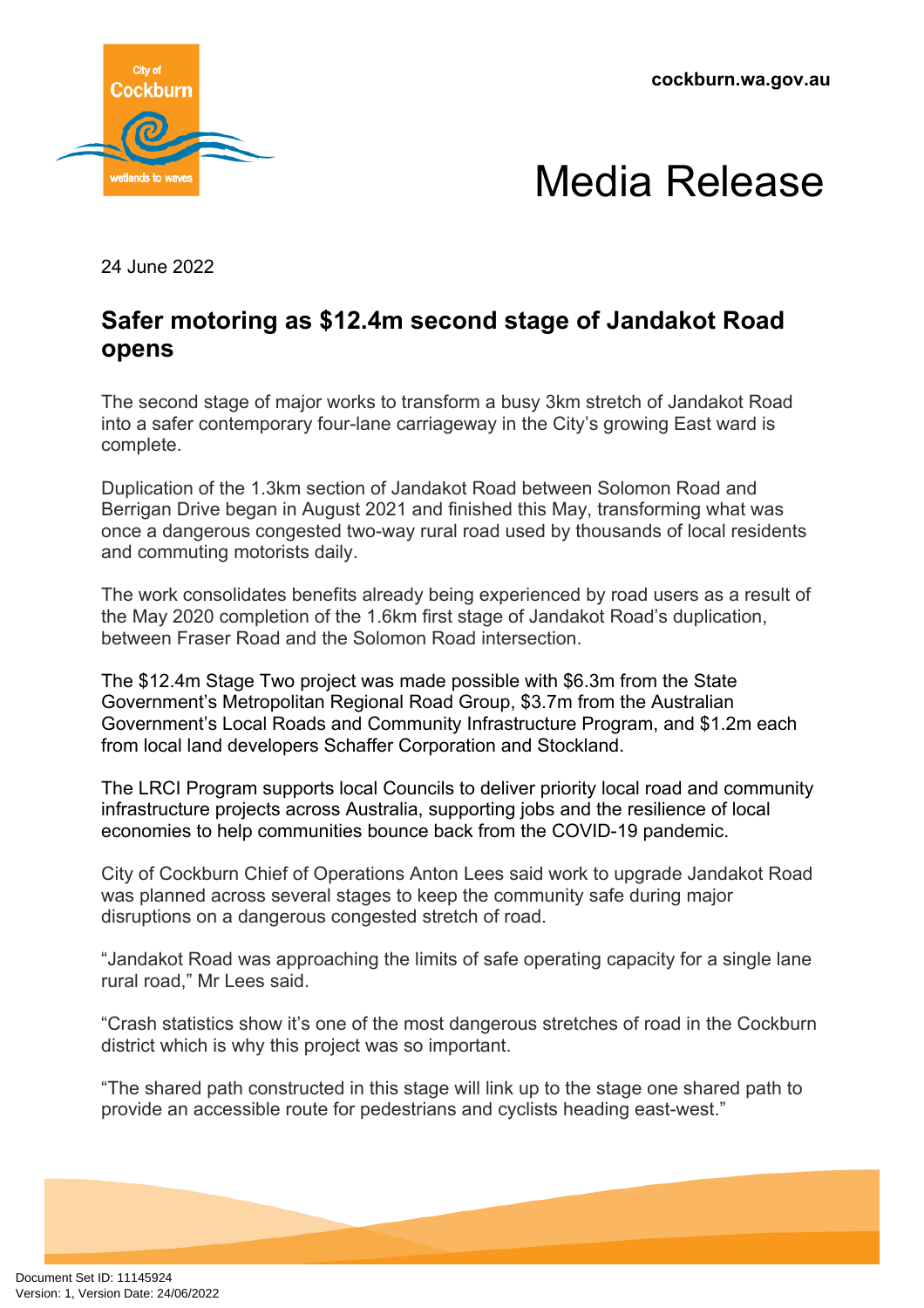cockburn.wa.gov.au

# Media Release

24 June 2022

## Safer motoring as $12.4m second stage of Jandakot Road opens

The second stage of major works to transform a busy 3km stretch of Jandakot Road into a safer contemporary four-lane carriageway in the City's growing East ward is complete.

Duplication of the 1.3km section of Jandakot Road between Solomon Road and Berrigan Drive began in August 2021 and finished this May, transforming what was once a dangerous congested two-way rural road used by thousands of local residents and commuting motorists daily.

The work consolidates benefits already being experienced by road users as a result of the May 2020 completion of the 1.6km first stage of Jandakot Road's duplication, between Fraser Road and the Solomon Road intersection.

The $12.4m Stage Two project was made possible with $6.3m from the State Government's Metropolitan Regional Road Group, $3.7m from the Australian Government's Local Roads and Community Infrastructure Program, and $1.2m each from local land developers Schaffer Corporation and Stockland.

The LRCI Program supports local Councils to deliver priority local road and community infrastructure projects across Australia, supporting jobs and the resilience of local economies to help communities bounce back from the COVID-19 pandemic.

City of Cockburn Chief of Operations Anton Lees said work to upgrade Jandakot Road was planned across several stages to keep the community safe during major disruptions on a dangerous congested stretch of road.

"Jandakot Road was approaching the limits of safe operating capacity for a single lane rural road," Mr Lees said.

"Crash statistics show it's one of the most dangerous stretches of road in the Cockburn district which is why this project was so important.

"The shared path constructed in this stage will link up to the stage one shared path to provide an accessible route for pedestrians and cyclists heading east-west."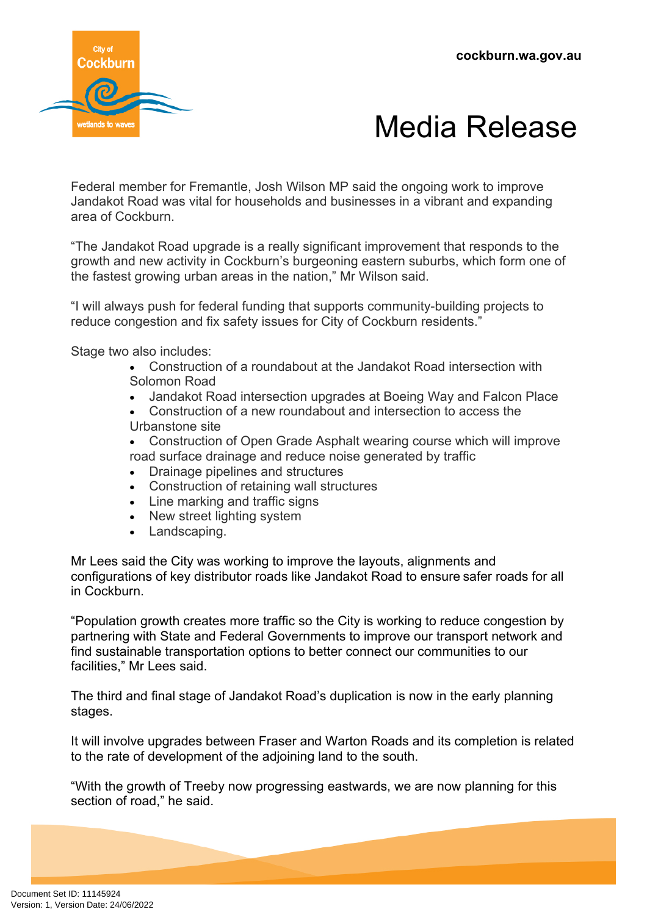# Media Release

Federal member for Fremantle, Josh Wilson MP said the ongoing work to improve Jandakot Road was vital for households and businesses in a vibrant and expanding area of Cockburn.

"The Jandakot Road upgrade is a really significant improvement that responds to the growth and new activity in Cockburn's burgeoning eastern suburbs, which form one of the fastest growing urban areas in the nation," Mr Wilson said.

"I will always push for federal funding that supports community-building projects to reduce congestion and fix safety issues for City of Cockburn residents."

Stage two also includes:

- Construction of a roundabout at the Jandakot Road intersection with Solomon Road
- Jandakot Road intersection upgrades at Boeing Way and Falcon Place
- Construction of a new roundabout and intersection to access the Urbanstone site
- Construction of Open Grade Asphalt wearing course which will improve road surface drainage and reduce noise generated by traffic
- Drainage pipelines and structures
- Construction of retaining wall structures
- Line marking and traffic signs
- New street lighting system
- Landscaping.

Mr Lees said the City was working to improve the layouts, alignments and configurations of key distributor roads like Jandakot Road to ensure safer roads for all in Cockburn.

"Population growth creates more traffic so the City is working to reduce congestion by partnering with State and Federal Governments to improve our transport network and find sustainable transportation options to better connect our communities to our facilities," Mr Lees said.

The third and final stage of Jandakot Road's duplication is now in the early planning stages.

It will involve upgrades between Fraser and Warton Roads and its completion is related to the rate of development of the adjoining land to the south.

"With the growth of Treeby now progressing eastwards, we are now planning for this section of road," he said.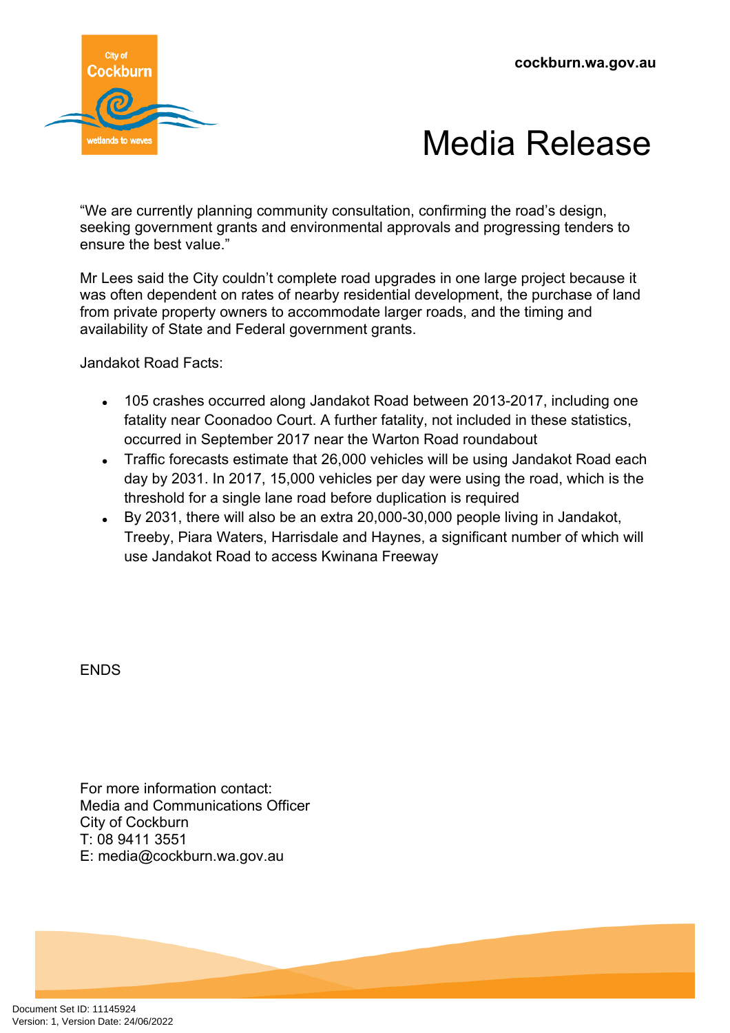"We are currently planning community consultation, confirming the road's design, seeking government grants and environmental approvals and progressing tenders to ensure the best value."

Mr Lees said the City couldn't complete road upgrades in one large project because it was often dependent on rates of nearby residential development, the purchase of land from private property owners to accommodate larger roads, and the timing and availability of State and Federal government grants.

Jandakot Road Facts:

- 105 crashes occurred along Jandakot Road between 2013-2017, including one fatality near Coonadoo Court. A further fatality, not included in these statistics, occurred in September 2017 near the Warton Road roundabout
- Traffic forecasts estimate that 26,000 vehicles will be using Jandakot Road each day by 2031. In 2017, 15,000 vehicles per day were using the road, which is the threshold for a single lane road before duplication is required
- By 2031, there will also be an extra 20,000-30,000 people living in Jandakot, Treeby, Piara Waters, Harrisdale and Haynes, a significant number of which will use Jandakot Road to access Kwinana Freeway

ENDS

For more information contact:
Media and Communications Officer
City of Cockburn
T: 08 9411 3551
E: media@cockburn.wa.gov.au